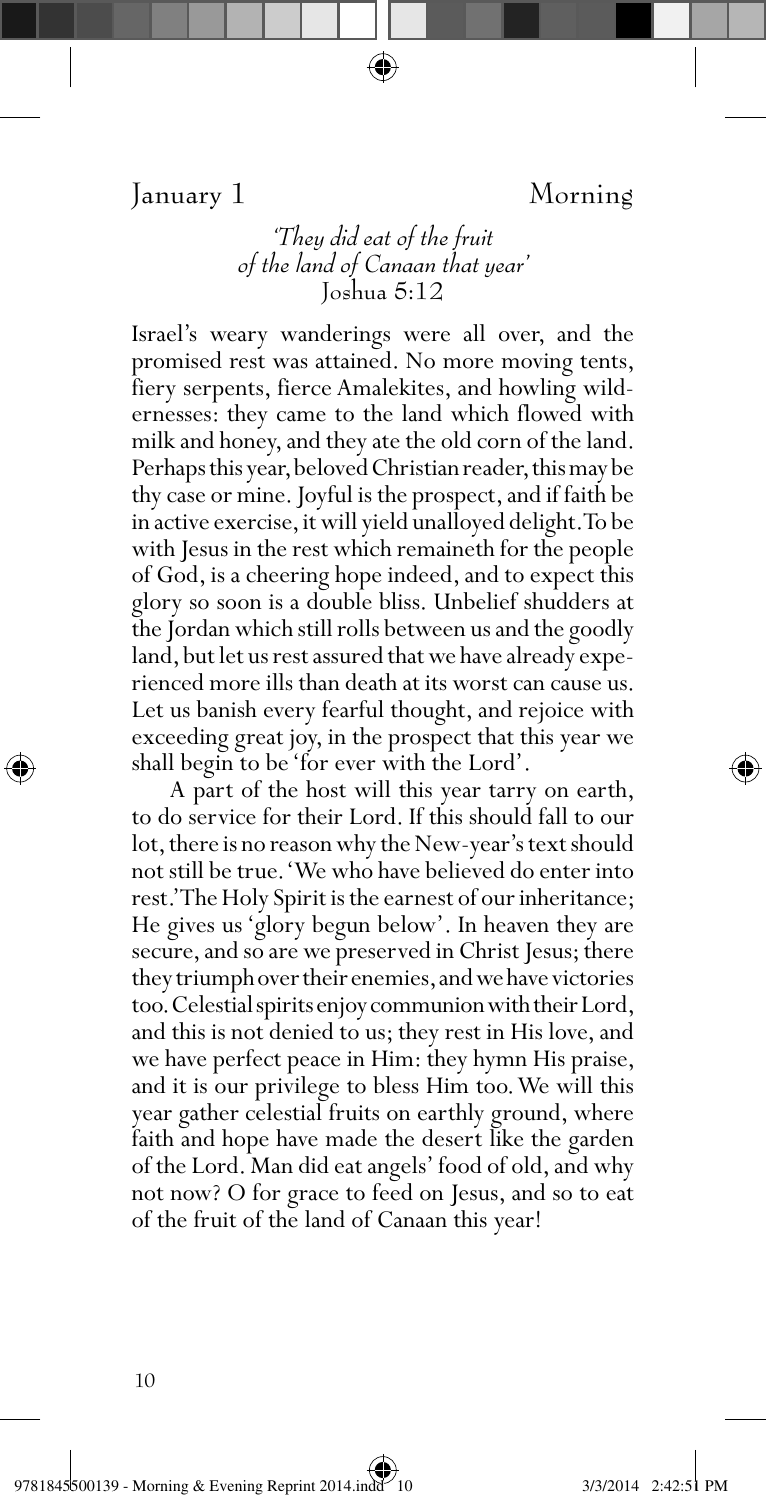## January 1 — Morning

*'They did eat of the fruit of the land of Canaan that year'*
Joshua 5:12

Israel's weary wanderings were all over, and the promised rest was attained. No more moving tents, fiery serpents, fierce Amalekites, and howling wildernesses: they came to the land which flowed with milk and honey, and they ate the old corn of the land. Perhaps this year, beloved Christian reader, this may be thy case or mine. Joyful is the prospect, and if faith be in active exercise, it will yield unalloyed delight. To be with Jesus in the rest which remaineth for the people of God, is a cheering hope indeed, and to expect this glory so soon is a double bliss. Unbelief shudders at the Jordan which still rolls between us and the goodly land, but let us rest assured that we have already experienced more ills than death at its worst can cause us. Let us banish every fearful thought, and rejoice with exceeding great joy, in the prospect that this year we shall begin to be 'for ever with the Lord'.

A part of the host will this year tarry on earth, to do service for their Lord. If this should fall to our lot, there is no reason why the New-year's text should not still be true. 'We who have believed do enter into rest.' The Holy Spirit is the earnest of our inheritance; He gives us 'glory begun below'. In heaven they are secure, and so are we preserved in Christ Jesus; there they triumph over their enemies, and we have victories too. Celestial spirits enjoy communion with their Lord, and this is not denied to us; they rest in His love, and we have perfect peace in Him: they hymn His praise, and it is our privilege to bless Him too. We will this year gather celestial fruits on earthly ground, where faith and hope have made the desert like the garden of the Lord. Man did eat angels' food of old, and why not now? O for grace to feed on Jesus, and so to eat of the fruit of the land of Canaan this year!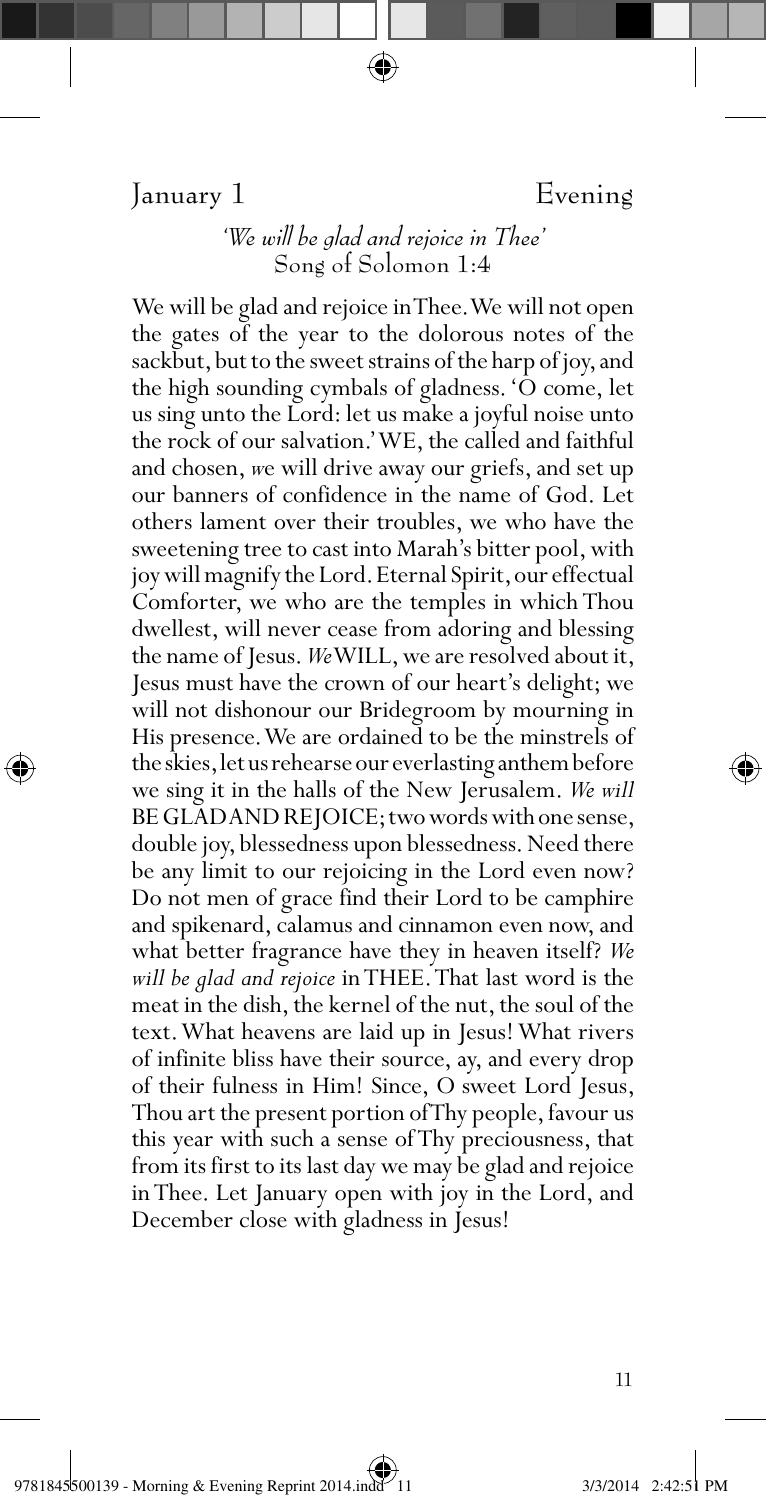## January 1 — Evening

*'We will be glad and rejoice in Thee'*
Song of Solomon 1:4

We will be glad and rejoice in Thee. We will not open the gates of the year to the dolorous notes of the sackbut, but to the sweet strains of the harp of joy, and the high sounding cymbals of gladness. 'O come, let us sing unto the Lord: let us make a joyful noise unto the rock of our salvation.' WE, the called and faithful and chosen, *we* will drive away our griefs, and set up our banners of confidence in the name of God. Let others lament over their troubles, we who have the sweetening tree to cast into Marah's bitter pool, with joy will magnify the Lord. Eternal Spirit, our effectual Comforter, we who are the temples in which Thou dwellest, will never cease from adoring and blessing the name of Jesus. *We* WILL, we are resolved about it, Jesus must have the crown of our heart's delight; we will not dishonour our Bridegroom by mourning in His presence. We are ordained to be the minstrels of the skies, let us rehearse our everlasting anthem before we sing it in the halls of the New Jerusalem. *We will* BE GLAD AND REJOICE; two words with one sense, double joy, blessedness upon blessedness. Need there be any limit to our rejoicing in the Lord even now? Do not men of grace find their Lord to be camphire and spikenard, calamus and cinnamon even now, and what better fragrance have they in heaven itself? *We will be glad and rejoice* in THEE. That last word is the meat in the dish, the kernel of the nut, the soul of the text. What heavens are laid up in Jesus! What rivers of infinite bliss have their source, ay, and every drop of their fulness in Him! Since, O sweet Lord Jesus, Thou art the present portion of Thy people, favour us this year with such a sense of Thy preciousness, that from its first to its last day we may be glad and rejoice in Thee. Let January open with joy in the Lord, and December close with gladness in Jesus!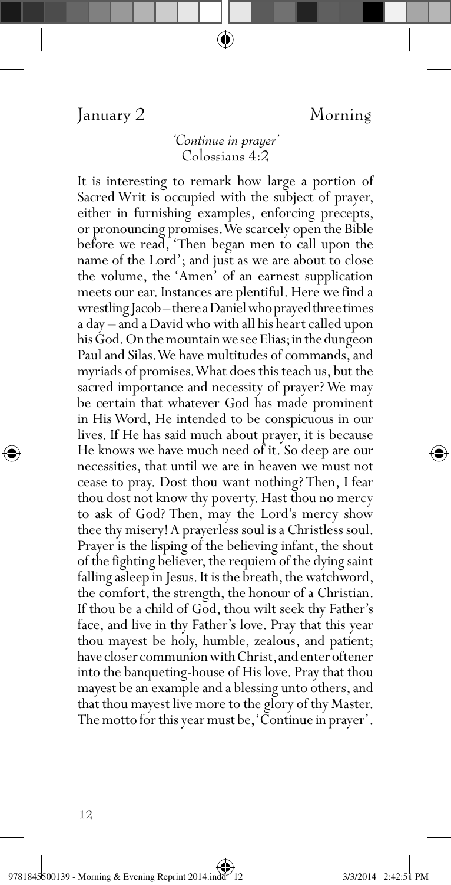## January 2 — Morning

*'Continue in prayer'*
Colossians 4:2

It is interesting to remark how large a portion of Sacred Writ is occupied with the subject of prayer, either in furnishing examples, enforcing precepts, or pronouncing promises. We scarcely open the Bible before we read, 'Then began men to call upon the name of the Lord'; and just as we are about to close the volume, the 'Amen' of an earnest supplication meets our ear. Instances are plentiful. Here we find a wrestling Jacob – there a Daniel who prayed three times a day – and a David who with all his heart called upon his God. On the mountain we see Elias; in the dungeon Paul and Silas. We have multitudes of commands, and myriads of promises. What does this teach us, but the sacred importance and necessity of prayer? We may be certain that whatever God has made prominent in His Word, He intended to be conspicuous in our lives. If He has said much about prayer, it is because He knows we have much need of it. So deep are our necessities, that until we are in heaven we must not cease to pray. Dost thou want nothing? Then, I fear thou dost not know thy poverty. Hast thou no mercy to ask of God? Then, may the Lord's mercy show thee thy misery! A prayerless soul is a Christless soul. Prayer is the lisping of the believing infant, the shout of the fighting believer, the requiem of the dying saint falling asleep in Jesus. It is the breath, the watchword, the comfort, the strength, the honour of a Christian. If thou be a child of God, thou wilt seek thy Father's face, and live in thy Father's love. Pray that this year thou mayest be holy, humble, zealous, and patient; have closer communion with Christ, and enter oftener into the banqueting-house of His love. Pray that thou mayest be an example and a blessing unto others, and that thou mayest live more to the glory of thy Master. The motto for this year must be, 'Continue in prayer'.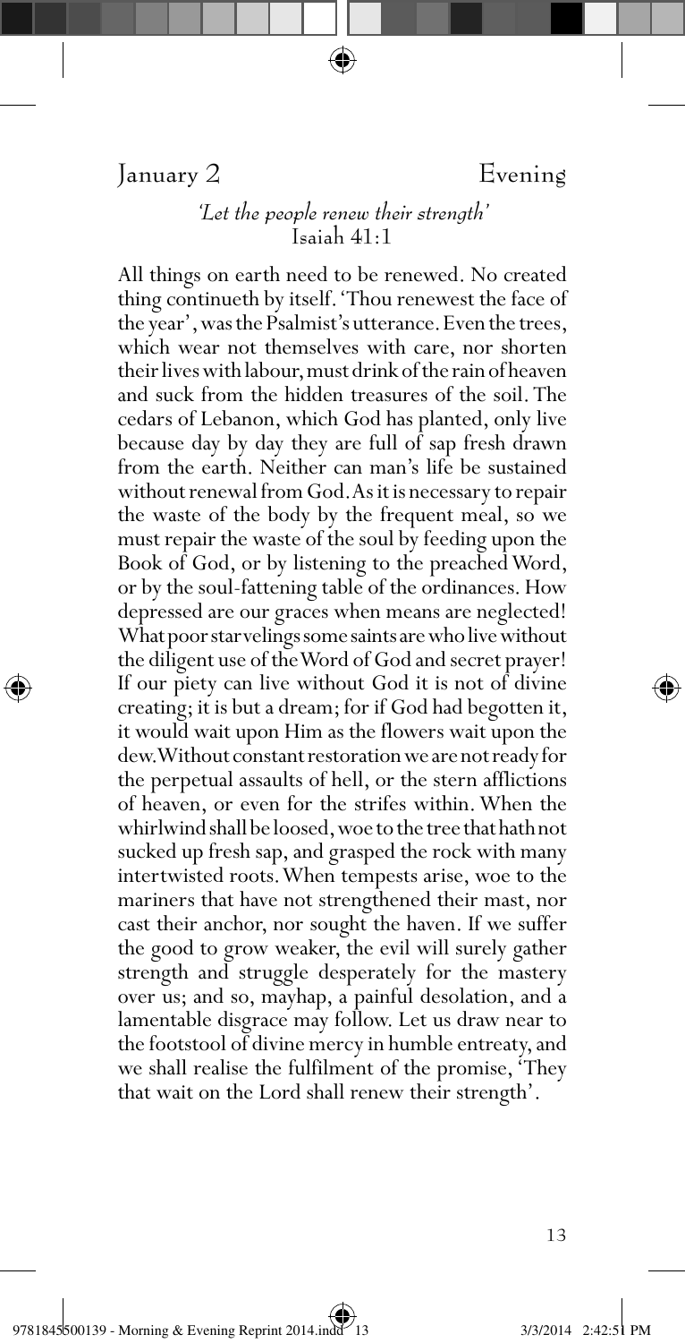## January 2 — Evening

*'Let the people renew their strength'*
Isaiah 41:1

All things on earth need to be renewed. No created thing continueth by itself. 'Thou renewest the face of the year', was the Psalmist's utterance. Even the trees, which wear not themselves with care, nor shorten their lives with labour, must drink of the rain of heaven and suck from the hidden treasures of the soil. The cedars of Lebanon, which God has planted, only live because day by day they are full of sap fresh drawn from the earth. Neither can man's life be sustained without renewal from God. As it is necessary to repair the waste of the body by the frequent meal, so we must repair the waste of the soul by feeding upon the Book of God, or by listening to the preached Word, or by the soul-fattening table of the ordinances. How depressed are our graces when means are neglected! What poor starvelings some saints are who live without the diligent use of the Word of God and secret prayer! If our piety can live without God it is not of divine creating; it is but a dream; for if God had begotten it, it would wait upon Him as the flowers wait upon the dew. Without constant restoration we are not ready for the perpetual assaults of hell, or the stern afflictions of heaven, or even for the strifes within. When the whirlwind shall be loosed, woe to the tree that hath not sucked up fresh sap, and grasped the rock with many intertwisted roots. When tempests arise, woe to the mariners that have not strengthened their mast, nor cast their anchor, nor sought the haven. If we suffer the good to grow weaker, the evil will surely gather strength and struggle desperately for the mastery over us; and so, mayhap, a painful desolation, and a lamentable disgrace may follow. Let us draw near to the footstool of divine mercy in humble entreaty, and we shall realise the fulfilment of the promise, 'They that wait on the Lord shall renew their strength'.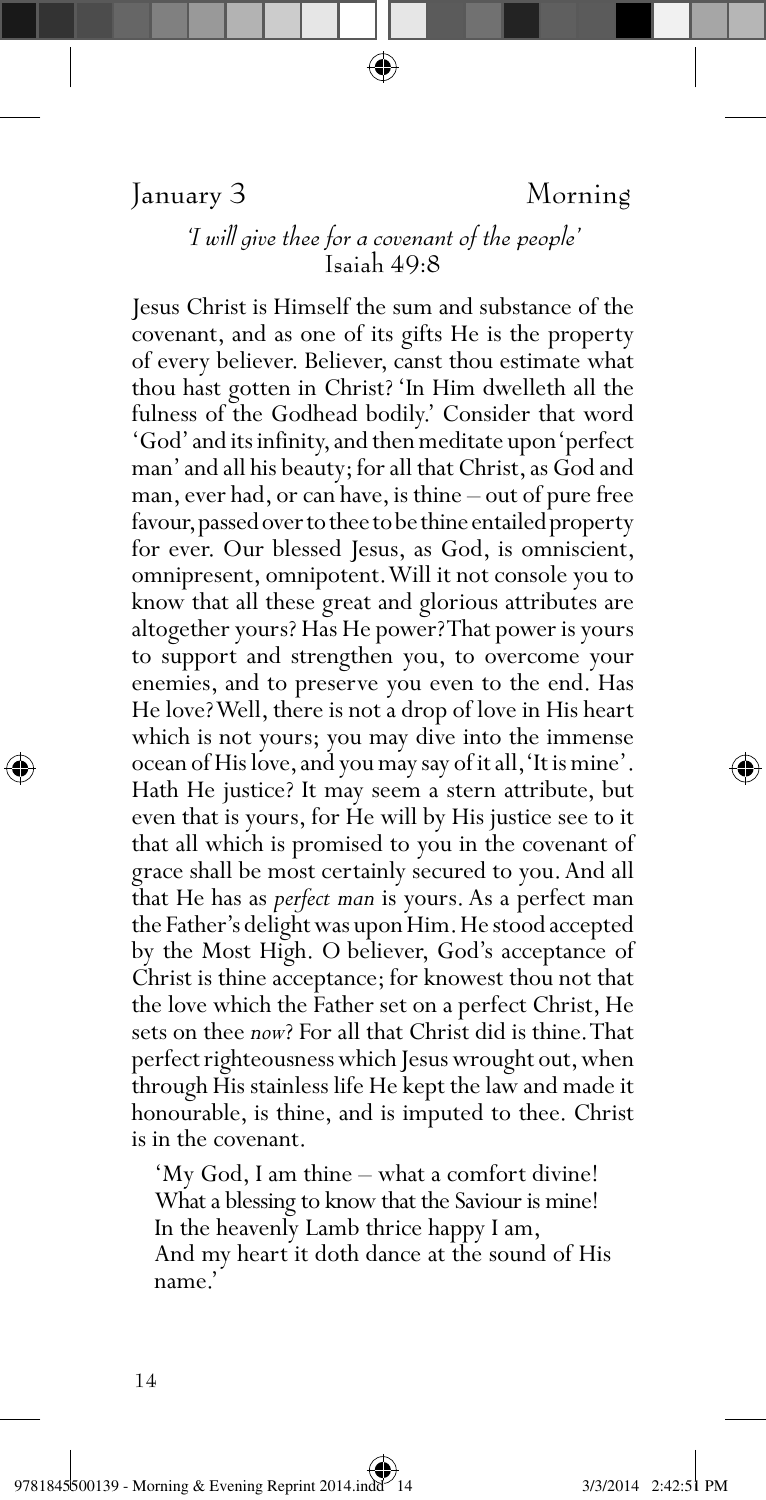## January 3 — Morning

*'I will give thee for a covenant of the people'*
Isaiah 49:8

Jesus Christ is Himself the sum and substance of the covenant, and as one of its gifts He is the property of every believer. Believer, canst thou estimate what thou hast gotten in Christ? 'In Him dwelleth all the fulness of the Godhead bodily.' Consider that word 'God' and its infinity, and then meditate upon 'perfect man' and all his beauty; for all that Christ, as God and man, ever had, or can have, is thine – out of pure free favour, passed over to thee to be thine entailed property for ever. Our blessed Jesus, as God, is omniscient, omnipresent, omnipotent. Will it not console you to know that all these great and glorious attributes are altogether yours? Has He power? That power is yours to support and strengthen you, to overcome your enemies, and to preserve you even to the end. Has He love? Well, there is not a drop of love in His heart which is not yours; you may dive into the immense ocean of His love, and you may say of it all, 'It is mine'. Hath He justice? It may seem a stern attribute, but even that is yours, for He will by His justice see to it that all which is promised to you in the covenant of grace shall be most certainly secured to you. And all that He has as *perfect man* is yours. As a perfect man the Father's delight was upon Him. He stood accepted by the Most High. O believer, God's acceptance of Christ is thine acceptance; for knowest thou not that the love which the Father set on a perfect Christ, He sets on thee *now*? For all that Christ did is thine. That perfect righteousness which Jesus wrought out, when through His stainless life He kept the law and made it honourable, is thine, and is imputed to thee. Christ is in the covenant.

'My God, I am thine – what a comfort divine!
What a blessing to know that the Saviour is mine!
In the heavenly Lamb thrice happy I am,
And my heart it doth dance at the sound of His name.'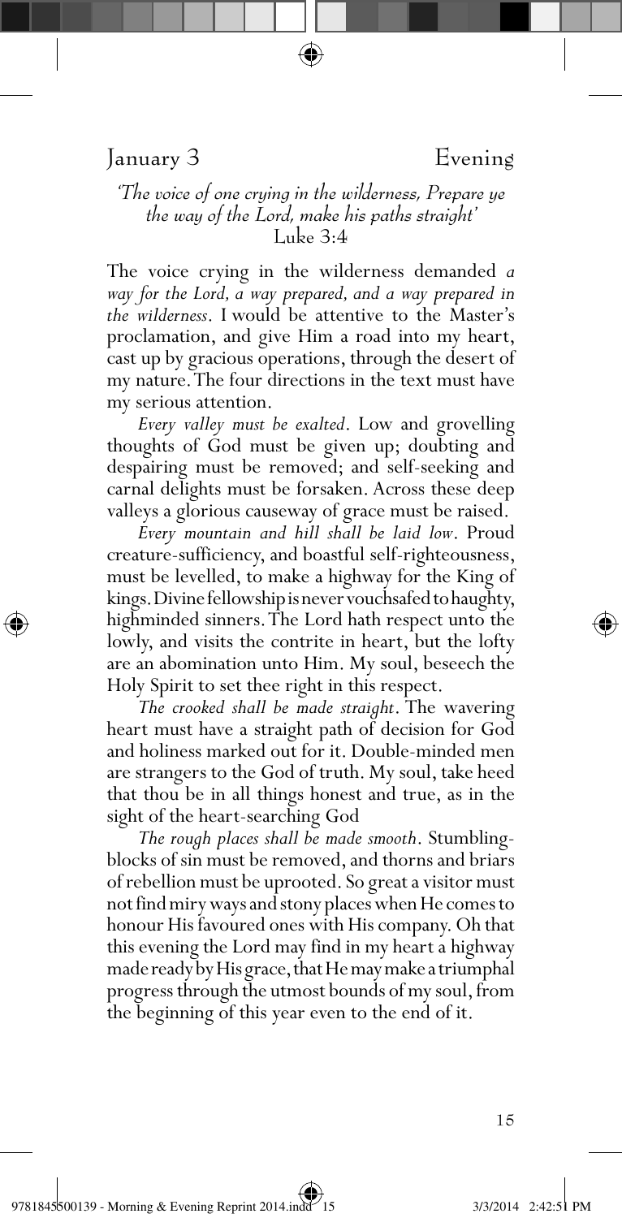## January 3 — Evening

*'The voice of one crying in the wilderness, Prepare ye the way of the Lord, make his paths straight'*
Luke 3:4

The voice crying in the wilderness demanded *a way for the Lord, a way prepared, and a way prepared in the wilderness*. I would be attentive to the Master's proclamation, and give Him a road into my heart, cast up by gracious operations, through the desert of my nature. The four directions in the text must have my serious attention.

*Every valley must be exalted*. Low and grovelling thoughts of God must be given up; doubting and despairing must be removed; and self-seeking and carnal delights must be forsaken. Across these deep valleys a glorious causeway of grace must be raised.

*Every mountain and hill shall be laid low*. Proud creature-sufficiency, and boastful self-righteousness, must be levelled, to make a highway for the King of kings. Divine fellowship is never vouchsafed to haughty, highminded sinners. The Lord hath respect unto the lowly, and visits the contrite in heart, but the lofty are an abomination unto Him. My soul, beseech the Holy Spirit to set thee right in this respect.

*The crooked shall be made straight*. The wavering heart must have a straight path of decision for God and holiness marked out for it. Double-minded men are strangers to the God of truth. My soul, take heed that thou be in all things honest and true, as in the sight of the heart-searching God

*The rough places shall be made smooth*. Stumbling-blocks of sin must be removed, and thorns and briars of rebellion must be uprooted. So great a visitor must not find miry ways and stony places when He comes to honour His favoured ones with His company. Oh that this evening the Lord may find in my heart a highway made ready by His grace, that He may make a triumphal progress through the utmost bounds of my soul, from the beginning of this year even to the end of it.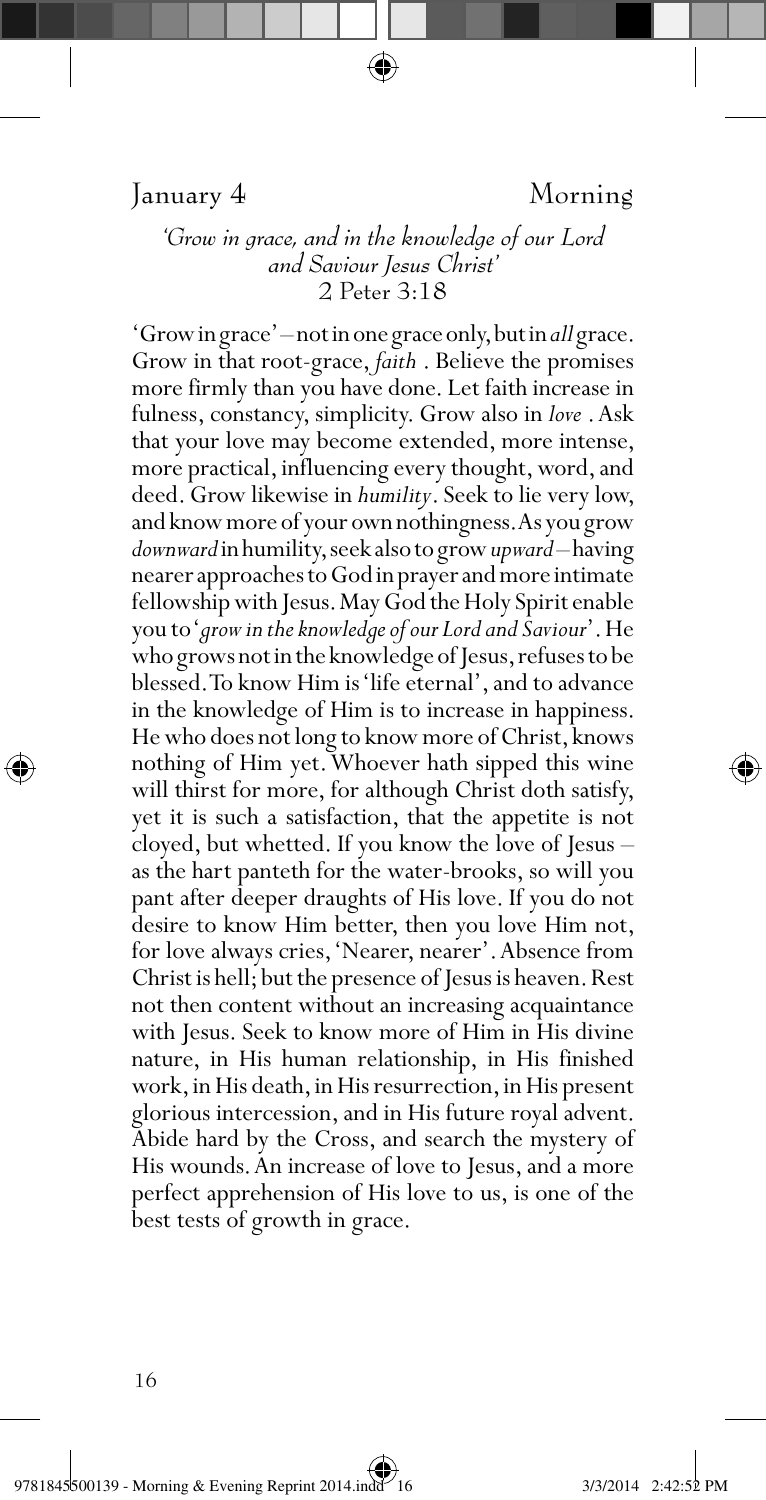## January 4 — Morning

*'Grow in grace, and in the knowledge of our Lord and Saviour Jesus Christ'*
2 Peter 3:18

'Grow in grace' – not in one grace only, but in *all* grace. Grow in that root-grace, *faith* . Believe the promises more firmly than you have done. Let faith increase in fulness, constancy, simplicity. Grow also in *love* . Ask that your love may become extended, more intense, more practical, influencing every thought, word, and deed. Grow likewise in *humility*. Seek to lie very low, and know more of your own nothingness. As you grow *downward* in humility, seek also to grow *upward* – having nearer approaches to God in prayer and more intimate fellowship with Jesus. May God the Holy Spirit enable you to '*grow in the knowledge of our Lord and Saviour*'. He who grows not in the knowledge of Jesus, refuses to be blessed. To know Him is 'life eternal', and to advance in the knowledge of Him is to increase in happiness. He who does not long to know more of Christ, knows nothing of Him yet. Whoever hath sipped this wine will thirst for more, for although Christ doth satisfy, yet it is such a satisfaction, that the appetite is not cloyed, but whetted. If you know the love of Jesus – as the hart panteth for the water-brooks, so will you pant after deeper draughts of His love. If you do not desire to know Him better, then you love Him not, for love always cries, 'Nearer, nearer'. Absence from Christ is hell; but the presence of Jesus is heaven. Rest not then content without an increasing acquaintance with Jesus. Seek to know more of Him in His divine nature, in His human relationship, in His finished work, in His death, in His resurrection, in His present glorious intercession, and in His future royal advent. Abide hard by the Cross, and search the mystery of His wounds. An increase of love to Jesus, and a more perfect apprehension of His love to us, is one of the best tests of growth in grace.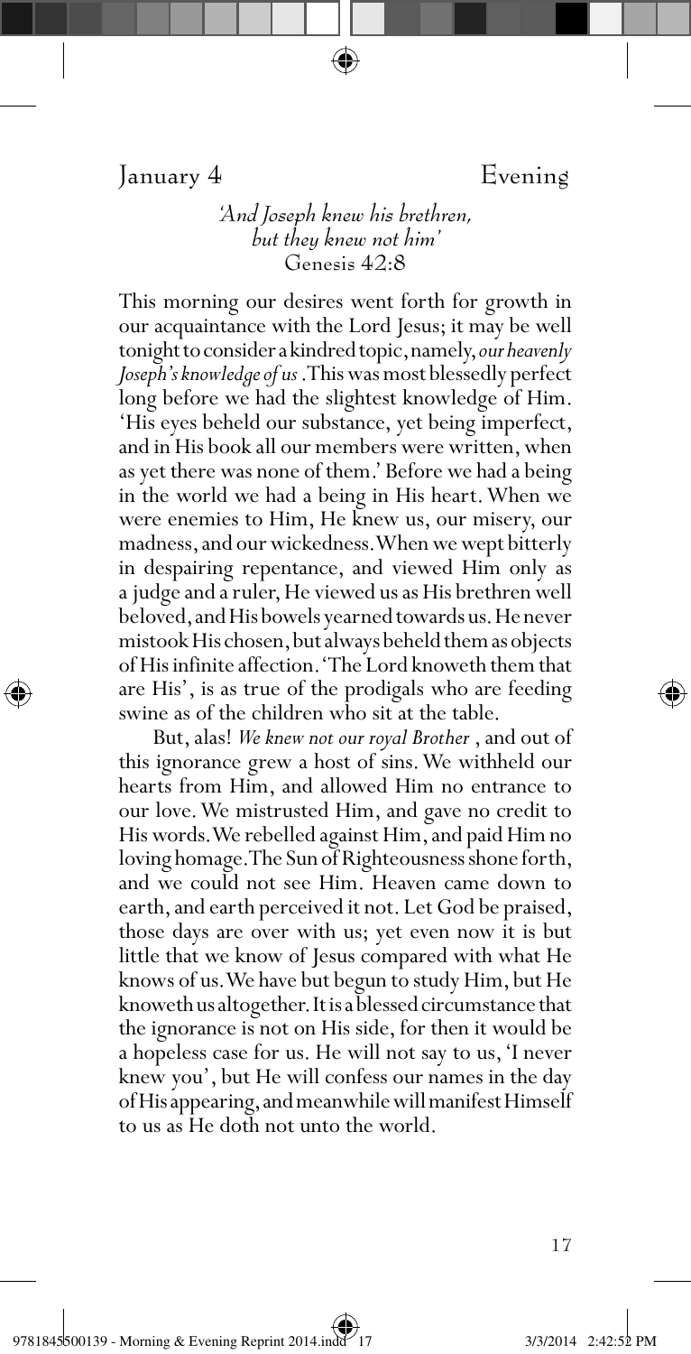## January 4 — Evening

*'And Joseph knew his brethren, but they knew not him'*
Genesis 42:8

This morning our desires went forth for growth in our acquaintance with the Lord Jesus; it may be well tonight to consider a kindred topic, namely, *our heavenly Joseph's knowledge of us*. This was most blessedly perfect long before we had the slightest knowledge of Him. 'His eyes beheld our substance, yet being imperfect, and in His book all our members were written, when as yet there was none of them.' Before we had a being in the world we had a being in His heart. When we were enemies to Him, He knew us, our misery, our madness, and our wickedness. When we wept bitterly in despairing repentance, and viewed Him only as a judge and a ruler, He viewed us as His brethren well beloved, and His bowels yearned towards us. He never mistook His chosen, but always beheld them as objects of His infinite affection. 'The Lord knoweth them that are His', is as true of the prodigals who are feeding swine as of the children who sit at the table.

But, alas! *We knew not our royal Brother*, and out of this ignorance grew a host of sins. We withheld our hearts from Him, and allowed Him no entrance to our love. We mistrusted Him, and gave no credit to His words. We rebelled against Him, and paid Him no loving homage. The Sun of Righteousness shone forth, and we could not see Him. Heaven came down to earth, and earth perceived it not. Let God be praised, those days are over with us; yet even now it is but little that we know of Jesus compared with what He knows of us. We have but begun to study Him, but He knoweth us altogether. It is a blessed circumstance that the ignorance is not on His side, for then it would be a hopeless case for us. He will not say to us, 'I never knew you', but He will confess our names in the day of His appearing, and meanwhile will manifest Himself to us as He doth not unto the world.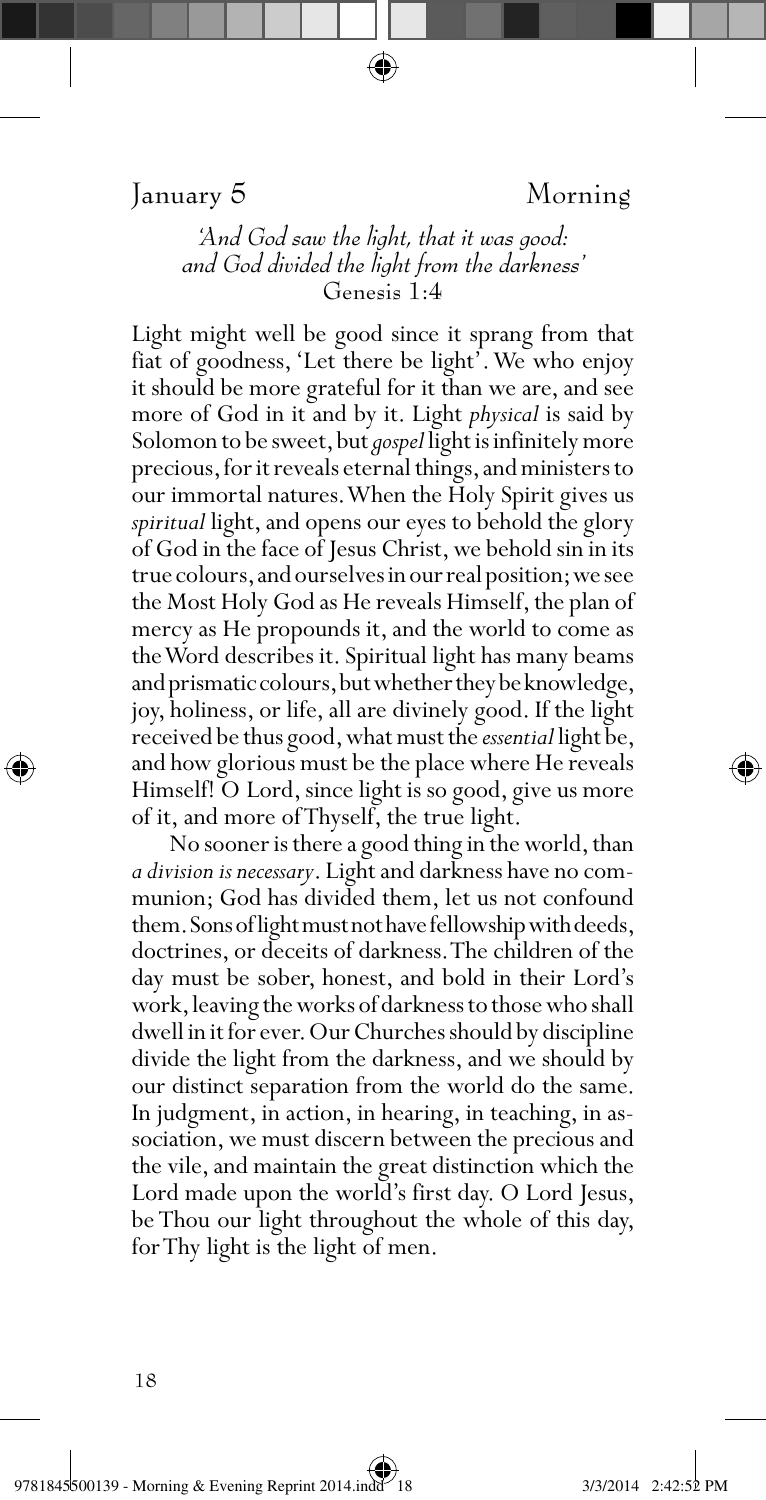## January 5 — Morning

*'And God saw the light, that it was good: and God divided the light from the darkness'*
Genesis 1:4

Light might well be good since it sprang from that fiat of goodness, 'Let there be light'. We who enjoy it should be more grateful for it than we are, and see more of God in it and by it. Light *physical* is said by Solomon to be sweet, but *gospel* light is infinitely more precious, for it reveals eternal things, and ministers to our immortal natures. When the Holy Spirit gives us *spiritual* light, and opens our eyes to behold the glory of God in the face of Jesus Christ, we behold sin in its true colours, and ourselves in our real position; we see the Most Holy God as He reveals Himself, the plan of mercy as He propounds it, and the world to come as the Word describes it. Spiritual light has many beams and prismatic colours, but whether they be knowledge, joy, holiness, or life, all are divinely good. If the light received be thus good, what must the *essential* light be, and how glorious must be the place where He reveals Himself! O Lord, since light is so good, give us more of it, and more of Thyself, the true light.

No sooner is there a good thing in the world, than *a division is necessary*. Light and darkness have no communion; God has divided them, let us not confound them. Sons of light must not have fellowship with deeds, doctrines, or deceits of darkness. The children of the day must be sober, honest, and bold in their Lord's work, leaving the works of darkness to those who shall dwell in it for ever. Our Churches should by discipline divide the light from the darkness, and we should by our distinct separation from the world do the same. In judgment, in action, in hearing, in teaching, in association, we must discern between the precious and the vile, and maintain the great distinction which the Lord made upon the world's first day. O Lord Jesus, be Thou our light throughout the whole of this day, for Thy light is the light of men.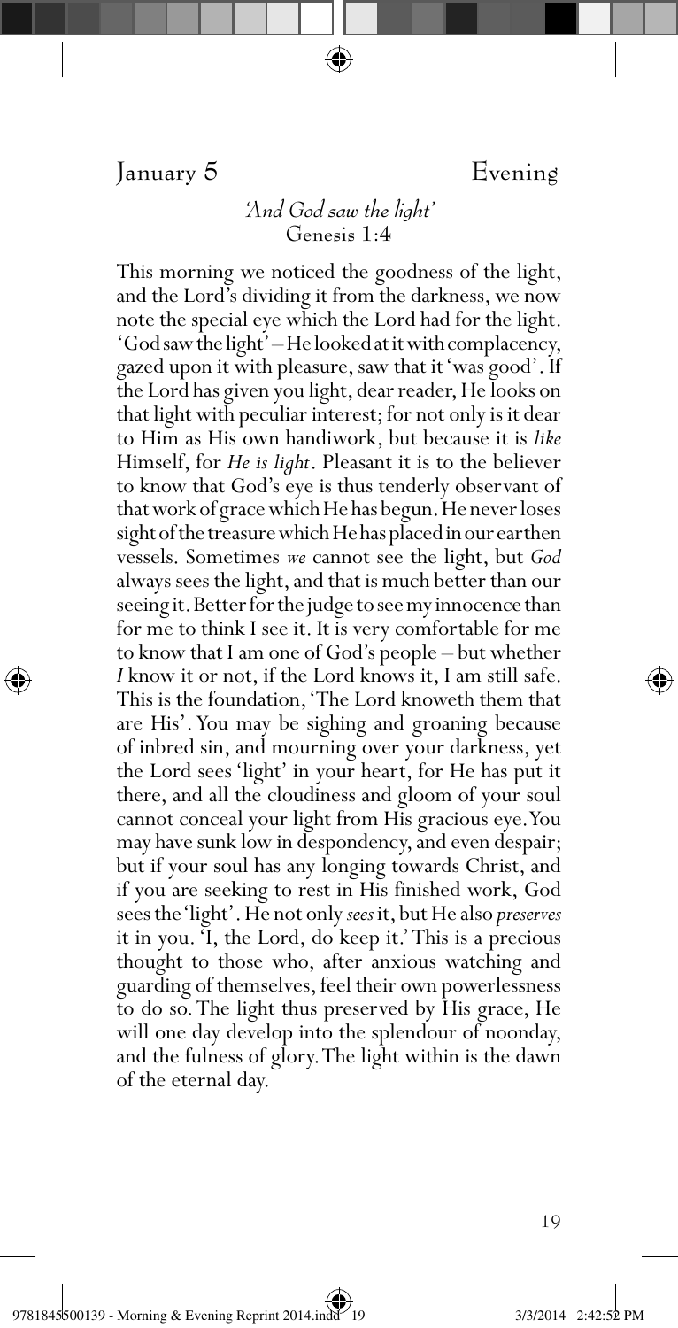## January 5 Evening

*'And God saw the light'*
Genesis 1:4

This morning we noticed the goodness of the light, and the Lord's dividing it from the darkness, we now note the special eye which the Lord had for the light. 'God saw the light' – He looked at it with complacency, gazed upon it with pleasure, saw that it 'was good'. If the Lord has given you light, dear reader, He looks on that light with peculiar interest; for not only is it dear to Him as His own handiwork, but because it is *like* Himself, for *He is light*. Pleasant it is to the believer to know that God's eye is thus tenderly observant of that work of grace which He has begun. He never loses sight of the treasure which He has placed in our earthen vessels. Sometimes *we* cannot see the light, but *God* always sees the light, and that is much better than our seeing it. Better for the judge to see my innocence than for me to think I see it. It is very comfortable for me to know that I am one of God's people – but whether *I* know it or not, if the Lord knows it, I am still safe. This is the foundation, 'The Lord knoweth them that are His'. You may be sighing and groaning because of inbred sin, and mourning over your darkness, yet the Lord sees 'light' in your heart, for He has put it there, and all the cloudiness and gloom of your soul cannot conceal your light from His gracious eye. You may have sunk low in despondency, and even despair; but if your soul has any longing towards Christ, and if you are seeking to rest in His finished work, God sees the 'light'. He not only *sees* it, but He also *preserves* it in you. 'I, the Lord, do keep it.' This is a precious thought to those who, after anxious watching and guarding of themselves, feel their own powerlessness to do so. The light thus preserved by His grace, He will one day develop into the splendour of noonday, and the fulness of glory. The light within is the dawn of the eternal day.